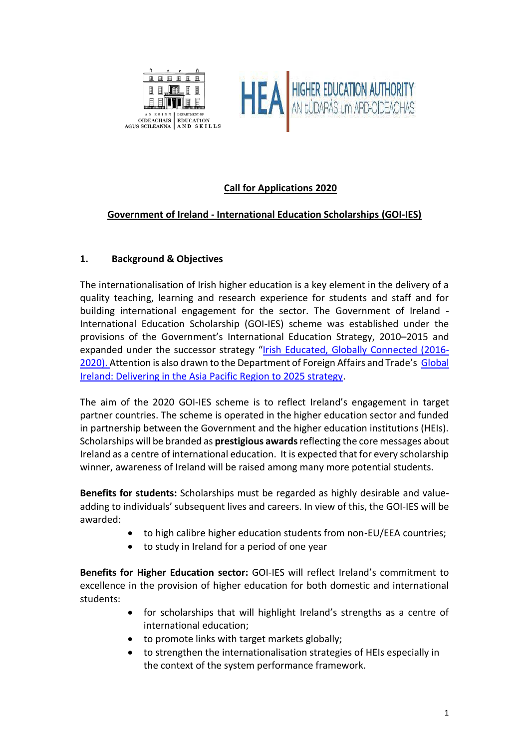AN ROINN OIDEACHAIS AGUS SCILEANNA | DEPARTMENT OF EDUCATION AND SKILLS

HEA | HIGHER EDUCATION AUTHORITY AN tÚDARÁS um ARD-OIDEACHAS

**Call for Applications 2020**

**Government of Ireland - International Education Scholarships (GOI-IES)**

## 1. Background & Objectives

The internationalisation of Irish higher education is a key element in the delivery of a quality teaching, learning and research experience for students and staff and for building international engagement for the sector. The Government of Ireland - International Education Scholarship (GOI-IES) scheme was established under the provisions of the Government's International Education Strategy, 2010–2015 and expanded under the successor strategy "Irish Educated, Globally Connected (2016-2020). Attention is also drawn to the Department of Foreign Affairs and Trade's Global Ireland: Delivering in the Asia Pacific Region to 2025 strategy.

The aim of the 2020 GOI-IES scheme is to reflect Ireland's engagement in target partner countries. The scheme is operated in the higher education sector and funded in partnership between the Government and the higher education institutions (HEIs). Scholarships will be branded as **prestigious awards** reflecting the core messages about Ireland as a centre of international education. It is expected that for every scholarship winner, awareness of Ireland will be raised among many more potential students.

**Benefits for students:** Scholarships must be regarded as highly desirable and value-adding to individuals' subsequent lives and careers. In view of this, the GOI-IES will be awarded:

- to high calibre higher education students from non-EU/EEA countries;
- to study in Ireland for a period of one year

**Benefits for Higher Education sector:** GOI-IES will reflect Ireland's commitment to excellence in the provision of higher education for both domestic and international students:

- for scholarships that will highlight Ireland's strengths as a centre of international education;
- to promote links with target markets globally;
- to strengthen the internationalisation strategies of HEIs especially in the context of the system performance framework.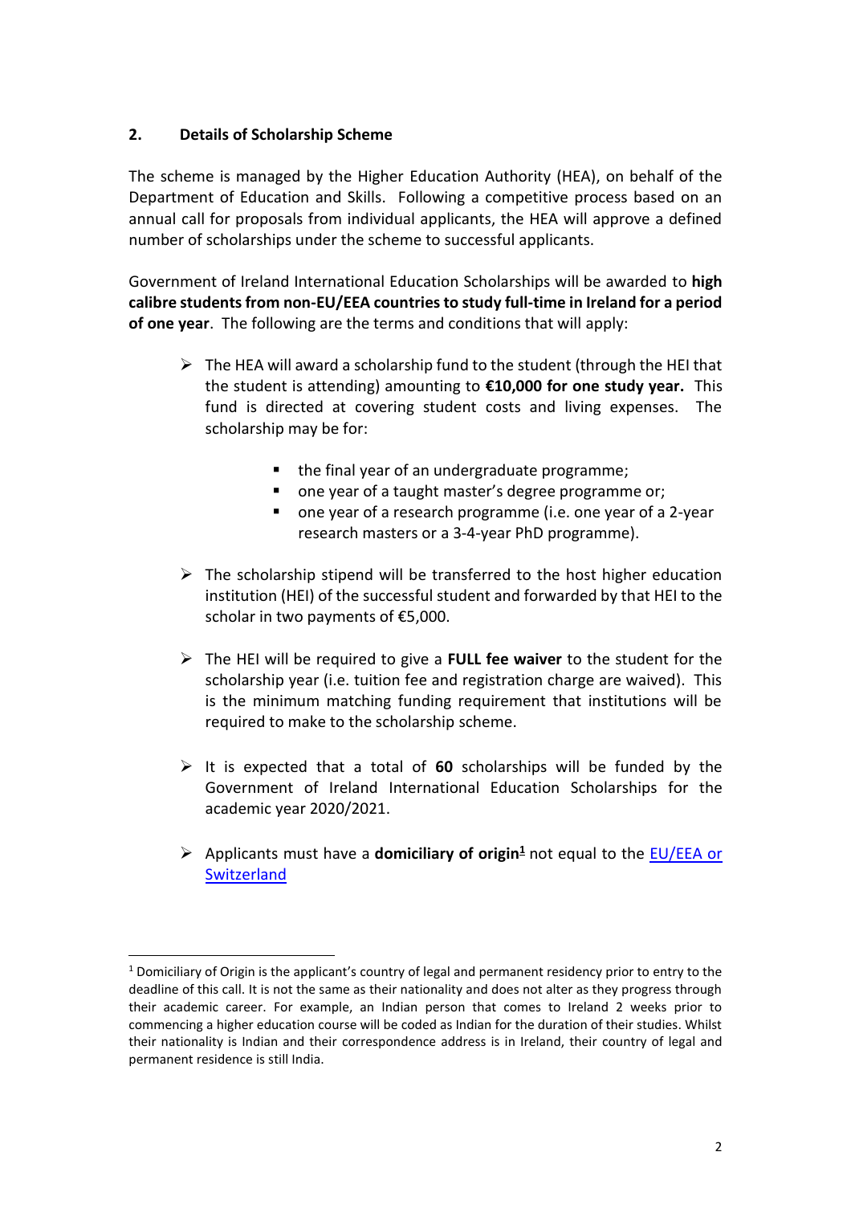## 2. Details of Scholarship Scheme

The scheme is managed by the Higher Education Authority (HEA), on behalf of the Department of Education and Skills. Following a competitive process based on an annual call for proposals from individual applicants, the HEA will approve a defined number of scholarships under the scheme to successful applicants.

Government of Ireland International Education Scholarships will be awarded to **high calibre students from non-EU/EEA countries to study full-time in Ireland for a period of one year**. The following are the terms and conditions that will apply:

- The HEA will award a scholarship fund to the student (through the HEI that the student is attending) amounting to **€10,000 for one study year.** This fund is directed at covering student costs and living expenses. The scholarship may be for:
  - the final year of an undergraduate programme;
  - one year of a taught master's degree programme or;
  - one year of a research programme (i.e. one year of a 2-year research masters or a 3-4-year PhD programme).

- The scholarship stipend will be transferred to the host higher education institution (HEI) of the successful student and forwarded by that HEI to the scholar in two payments of €5,000.

- The HEI will be required to give a **FULL fee waiver** to the student for the scholarship year (i.e. tuition fee and registration charge are waived). This is the minimum matching funding requirement that institutions will be required to make to the scholarship scheme.

- It is expected that a total of **60** scholarships will be funded by the Government of Ireland International Education Scholarships for the academic year 2020/2021.

- Applicants must have a **domiciliary of origin**[1] not equal to the EU/EEA or Switzerland

[1] Domiciliary of Origin is the applicant's country of legal and permanent residency prior to entry to the deadline of this call. It is not the same as their nationality and does not alter as they progress through their academic career. For example, an Indian person that comes to Ireland 2 weeks prior to commencing a higher education course will be coded as Indian for the duration of their studies. Whilst their nationality is Indian and their correspondence address is in Ireland, their country of legal and permanent residence is still India.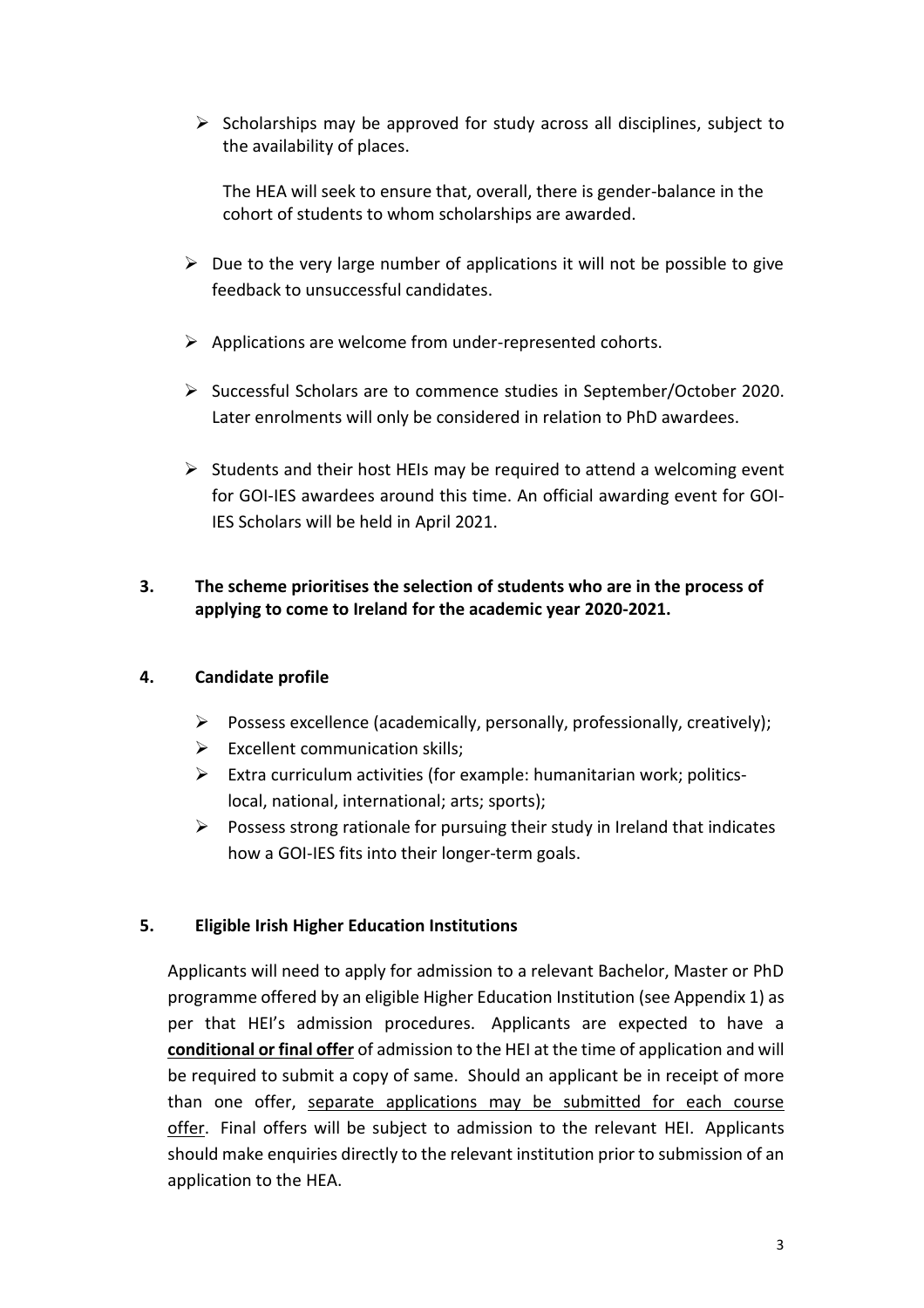- Scholarships may be approved for study across all disciplines, subject to the availability of places.

  The HEA will seek to ensure that, overall, there is gender-balance in the cohort of students to whom scholarships are awarded.

- Due to the very large number of applications it will not be possible to give feedback to unsuccessful candidates.

- Applications are welcome from under-represented cohorts.

- Successful Scholars are to commence studies in September/October 2020. Later enrolments will only be considered in relation to PhD awardees.

- Students and their host HEIs may be required to attend a welcoming event for GOI-IES awardees around this time. An official awarding event for GOI-IES Scholars will be held in April 2021.

## 3. The scheme prioritises the selection of students who are in the process of applying to come to Ireland for the academic year 2020-2021.

## 4. Candidate profile

- Possess excellence (academically, personally, professionally, creatively);
- Excellent communication skills;
- Extra curriculum activities (for example: humanitarian work; politics-local, national, international; arts; sports);
- Possess strong rationale for pursuing their study in Ireland that indicates how a GOI-IES fits into their longer-term goals.

## 5. Eligible Irish Higher Education Institutions

Applicants will need to apply for admission to a relevant Bachelor, Master or PhD programme offered by an eligible Higher Education Institution (see Appendix 1) as per that HEI's admission procedures. Applicants are expected to have a **conditional or final offer** of admission to the HEI at the time of application and will be required to submit a copy of same. Should an applicant be in receipt of more than one offer, separate applications may be submitted for each course offer. Final offers will be subject to admission to the relevant HEI. Applicants should make enquiries directly to the relevant institution prior to submission of an application to the HEA.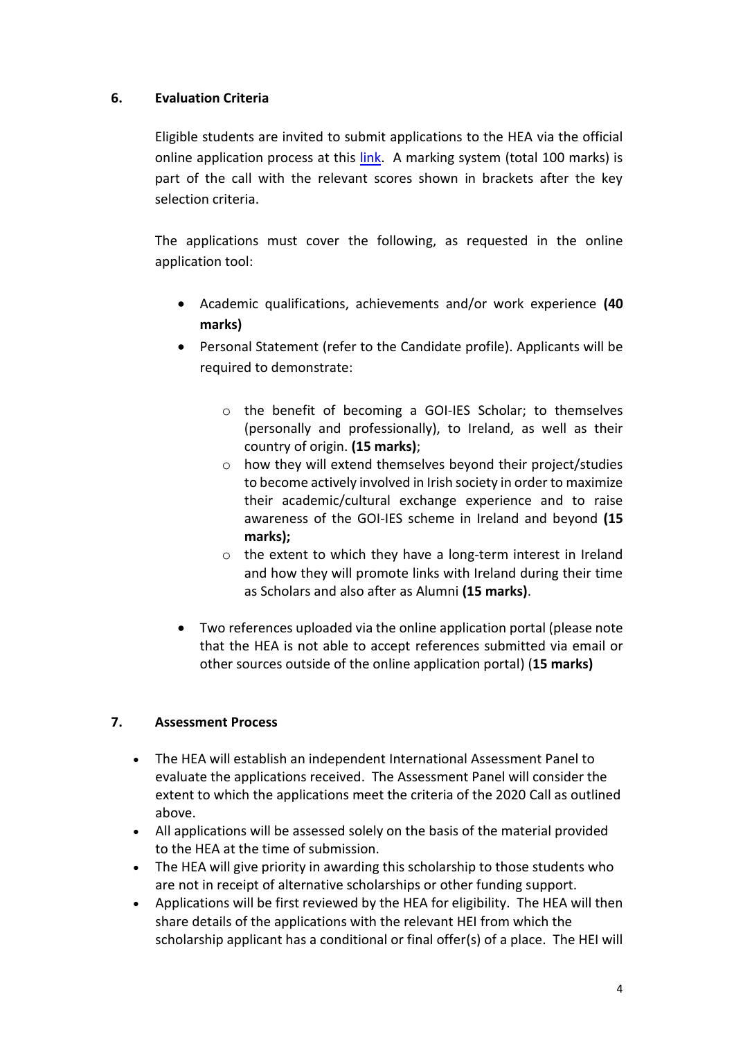## 6. Evaluation Criteria

Eligible students are invited to submit applications to the HEA via the official online application process at this link. A marking system (total 100 marks) is part of the call with the relevant scores shown in brackets after the key selection criteria.

The applications must cover the following, as requested in the online application tool:

- Academic qualifications, achievements and/or work experience **(40 marks)**
- Personal Statement (refer to the Candidate profile). Applicants will be required to demonstrate:
  - the benefit of becoming a GOI-IES Scholar; to themselves (personally and professionally), to Ireland, as well as their country of origin. **(15 marks)**;
  - how they will extend themselves beyond their project/studies to become actively involved in Irish society in order to maximize their academic/cultural exchange experience and to raise awareness of the GOI-IES scheme in Ireland and beyond **(15 marks);**
  - the extent to which they have a long-term interest in Ireland and how they will promote links with Ireland during their time as Scholars and also after as Alumni **(15 marks)**.
- Two references uploaded via the online application portal (please note that the HEA is not able to accept references submitted via email or other sources outside of the online application portal) (**15 marks)**

## 7. Assessment Process

- The HEA will establish an independent International Assessment Panel to evaluate the applications received. The Assessment Panel will consider the extent to which the applications meet the criteria of the 2020 Call as outlined above.
- All applications will be assessed solely on the basis of the material provided to the HEA at the time of submission.
- The HEA will give priority in awarding this scholarship to those students who are not in receipt of alternative scholarships or other funding support.
- Applications will be first reviewed by the HEA for eligibility. The HEA will then share details of the applications with the relevant HEI from which the scholarship applicant has a conditional or final offer(s) of a place. The HEI will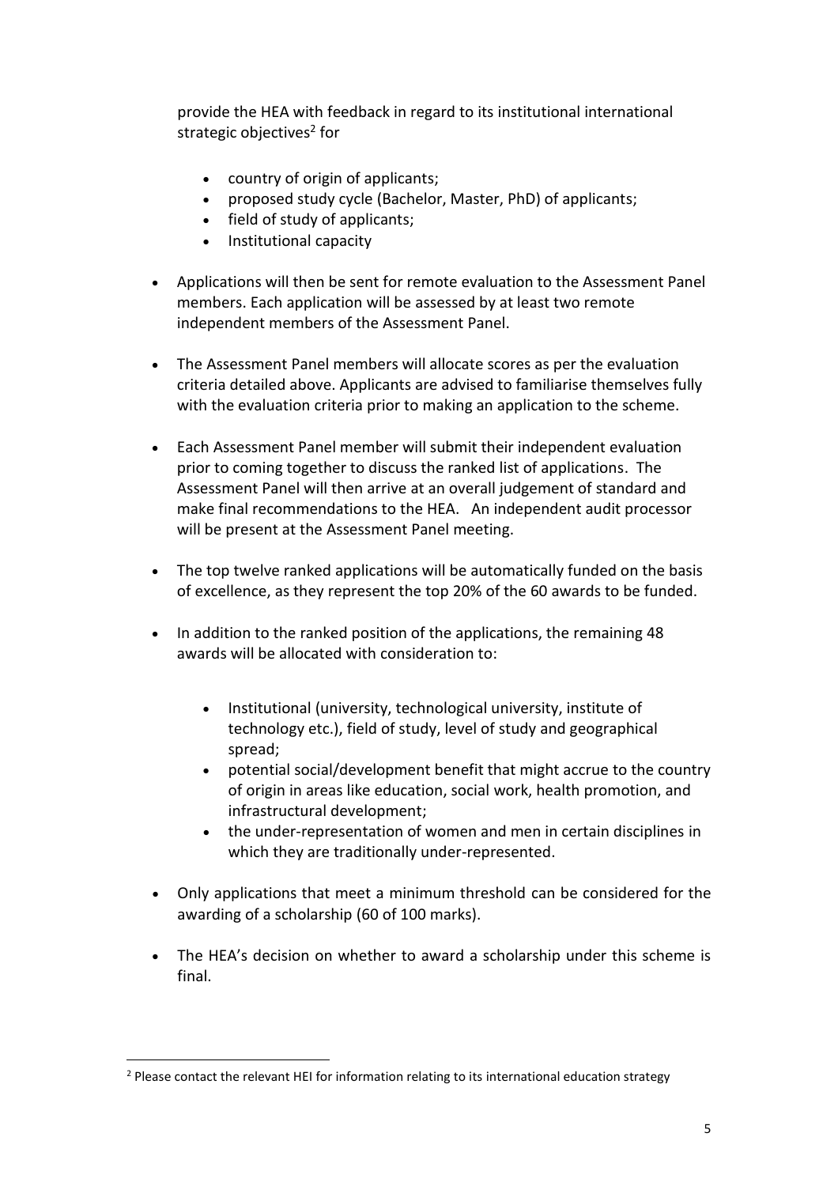provide the HEA with feedback in regard to its institutional international strategic objectives[2] for

- country of origin of applicants;
- proposed study cycle (Bachelor, Master, PhD) of applicants;
- field of study of applicants;
- Institutional capacity

- Applications will then be sent for remote evaluation to the Assessment Panel members. Each application will be assessed by at least two remote independent members of the Assessment Panel.

- The Assessment Panel members will allocate scores as per the evaluation criteria detailed above. Applicants are advised to familiarise themselves fully with the evaluation criteria prior to making an application to the scheme.

- Each Assessment Panel member will submit their independent evaluation prior to coming together to discuss the ranked list of applications. The Assessment Panel will then arrive at an overall judgement of standard and make final recommendations to the HEA. An independent audit processor will be present at the Assessment Panel meeting.

- The top twelve ranked applications will be automatically funded on the basis of excellence, as they represent the top 20% of the 60 awards to be funded.

- In addition to the ranked position of the applications, the remaining 48 awards will be allocated with consideration to:

    - Institutional (university, technological university, institute of technology etc.), field of study, level of study and geographical spread;
    - potential social/development benefit that might accrue to the country of origin in areas like education, social work, health promotion, and infrastructural development;
    - the under-representation of women and men in certain disciplines in which they are traditionally under-represented.

- Only applications that meet a minimum threshold can be considered for the awarding of a scholarship (60 of 100 marks).

- The HEA's decision on whether to award a scholarship under this scheme is final.

---

[2] Please contact the relevant HEI for information relating to its international education strategy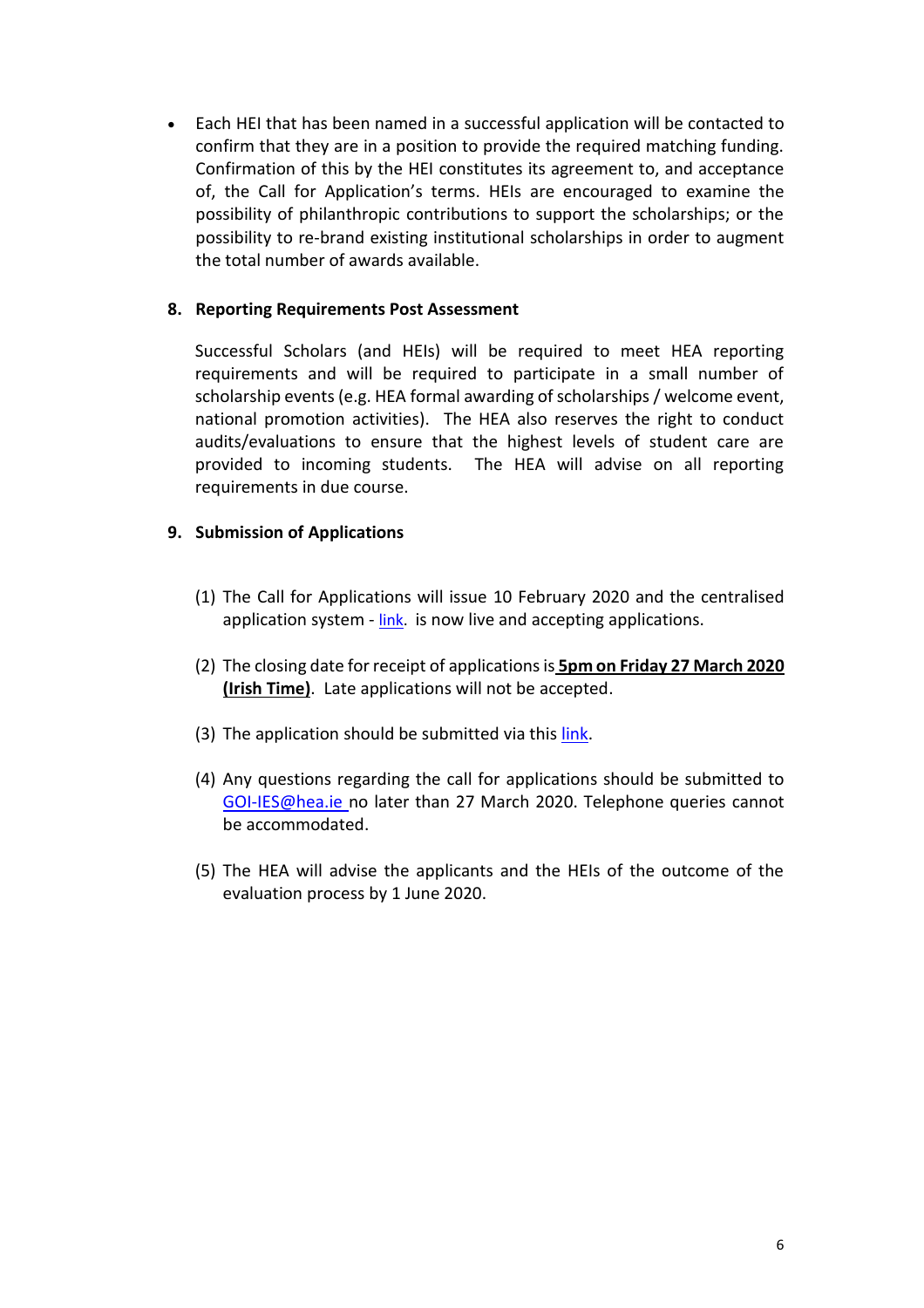- Each HEI that has been named in a successful application will be contacted to confirm that they are in a position to provide the required matching funding. Confirmation of this by the HEI constitutes its agreement to, and acceptance of, the Call for Application's terms. HEIs are encouraged to examine the possibility of philanthropic contributions to support the scholarships; or the possibility to re-brand existing institutional scholarships in order to augment the total number of awards available.

## 8. Reporting Requirements Post Assessment

Successful Scholars (and HEIs) will be required to meet HEA reporting requirements and will be required to participate in a small number of scholarship events (e.g. HEA formal awarding of scholarships / welcome event, national promotion activities). The HEA also reserves the right to conduct audits/evaluations to ensure that the highest levels of student care are provided to incoming students. The HEA will advise on all reporting requirements in due course.

## 9. Submission of Applications

(1) The Call for Applications will issue 10 February 2020 and the centralised application system - link. is now live and accepting applications.

(2) The closing date for receipt of applications is **5pm on Friday 27 March 2020 (Irish Time)**. Late applications will not be accepted.

(3) The application should be submitted via this link.

(4) Any questions regarding the call for applications should be submitted to GOI-IES@hea.ie no later than 27 March 2020. Telephone queries cannot be accommodated.

(5) The HEA will advise the applicants and the HEIs of the outcome of the evaluation process by 1 June 2020.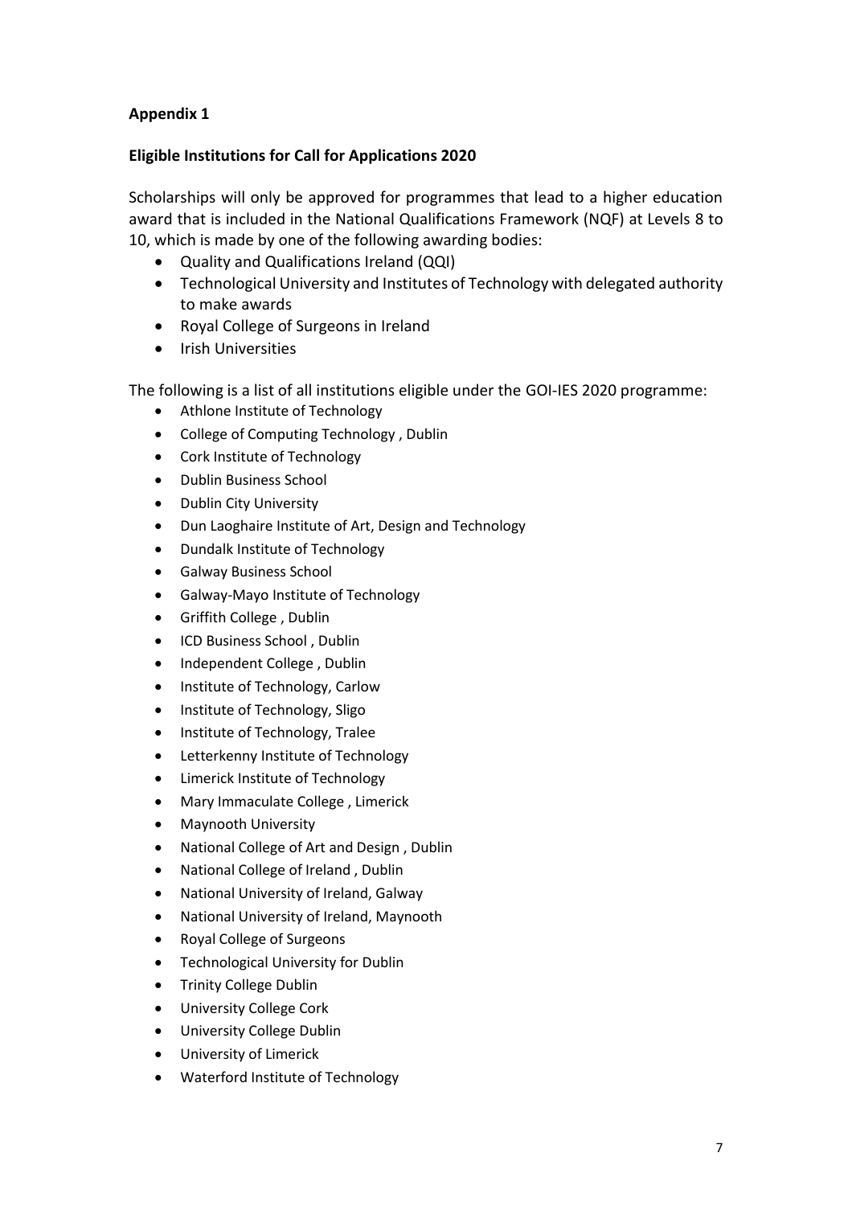## Appendix 1

### Eligible Institutions for Call for Applications 2020

Scholarships will only be approved for programmes that lead to a higher education award that is included in the National Qualifications Framework (NQF) at Levels 8 to 10, which is made by one of the following awarding bodies:

- Quality and Qualifications Ireland (QQI)
- Technological University and Institutes of Technology with delegated authority to make awards
- Royal College of Surgeons in Ireland
- Irish Universities

The following is a list of all institutions eligible under the GOI-IES 2020 programme:

- Athlone Institute of Technology
- College of Computing Technology , Dublin
- Cork Institute of Technology
- Dublin Business School
- Dublin City University
- Dun Laoghaire Institute of Art, Design and Technology
- Dundalk Institute of Technology
- Galway Business School
- Galway-Mayo Institute of Technology
- Griffith College , Dublin
- ICD Business School , Dublin
- Independent College , Dublin
- Institute of Technology, Carlow
- Institute of Technology, Sligo
- Institute of Technology, Tralee
- Letterkenny Institute of Technology
- Limerick Institute of Technology
- Mary Immaculate College , Limerick
- Maynooth University
- National College of Art and Design , Dublin
- National College of Ireland , Dublin
- National University of Ireland, Galway
- National University of Ireland, Maynooth
- Royal College of Surgeons
- Technological University for Dublin
- Trinity College Dublin
- University College Cork
- University College Dublin
- University of Limerick
- Waterford Institute of Technology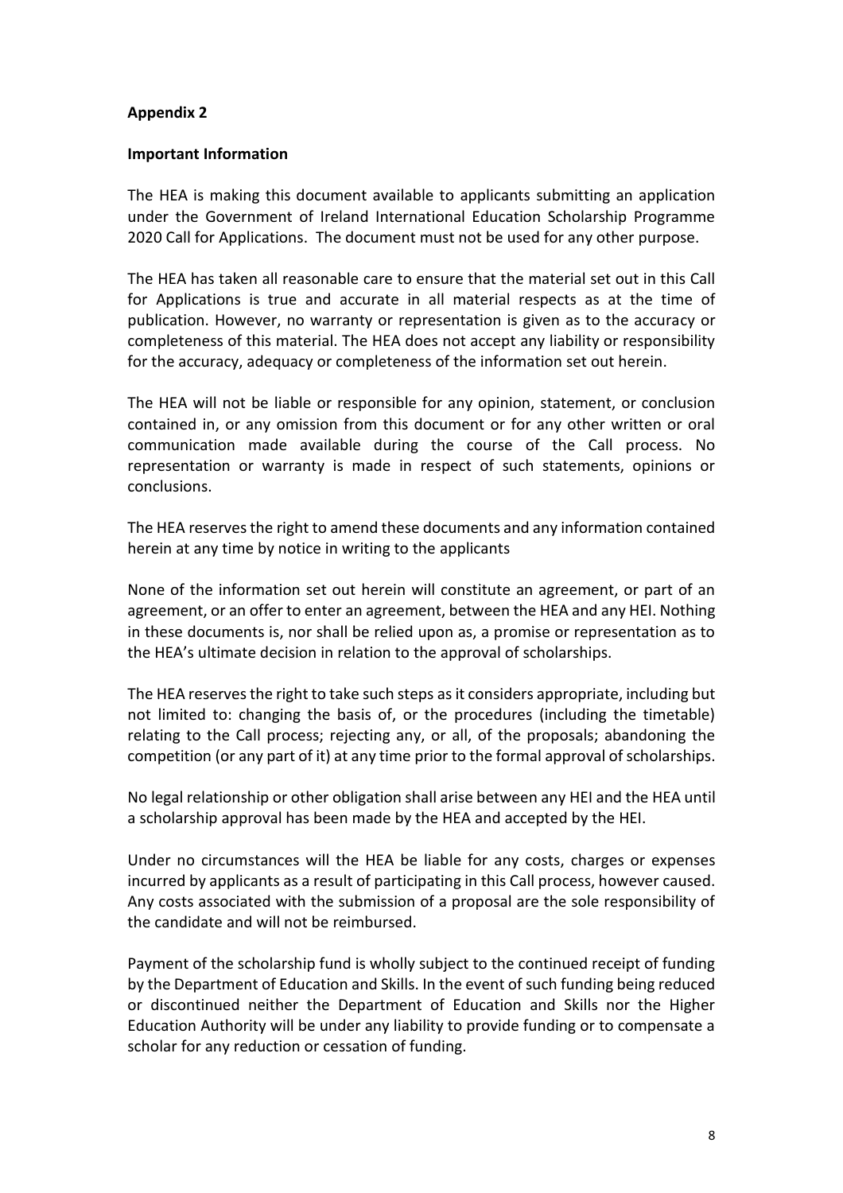**Appendix 2**

**Important Information**

The HEA is making this document available to applicants submitting an application under the Government of Ireland International Education Scholarship Programme 2020 Call for Applications. The document must not be used for any other purpose.

The HEA has taken all reasonable care to ensure that the material set out in this Call for Applications is true and accurate in all material respects as at the time of publication. However, no warranty or representation is given as to the accuracy or completeness of this material. The HEA does not accept any liability or responsibility for the accuracy, adequacy or completeness of the information set out herein.

The HEA will not be liable or responsible for any opinion, statement, or conclusion contained in, or any omission from this document or for any other written or oral communication made available during the course of the Call process. No representation or warranty is made in respect of such statements, opinions or conclusions.

The HEA reserves the right to amend these documents and any information contained herein at any time by notice in writing to the applicants

None of the information set out herein will constitute an agreement, or part of an agreement, or an offer to enter an agreement, between the HEA and any HEI. Nothing in these documents is, nor shall be relied upon as, a promise or representation as to the HEA's ultimate decision in relation to the approval of scholarships.

The HEA reserves the right to take such steps as it considers appropriate, including but not limited to: changing the basis of, or the procedures (including the timetable) relating to the Call process; rejecting any, or all, of the proposals; abandoning the competition (or any part of it) at any time prior to the formal approval of scholarships.

No legal relationship or other obligation shall arise between any HEI and the HEA until a scholarship approval has been made by the HEA and accepted by the HEI.

Under no circumstances will the HEA be liable for any costs, charges or expenses incurred by applicants as a result of participating in this Call process, however caused. Any costs associated with the submission of a proposal are the sole responsibility of the candidate and will not be reimbursed.

Payment of the scholarship fund is wholly subject to the continued receipt of funding by the Department of Education and Skills. In the event of such funding being reduced or discontinued neither the Department of Education and Skills nor the Higher Education Authority will be under any liability to provide funding or to compensate a scholar for any reduction or cessation of funding.